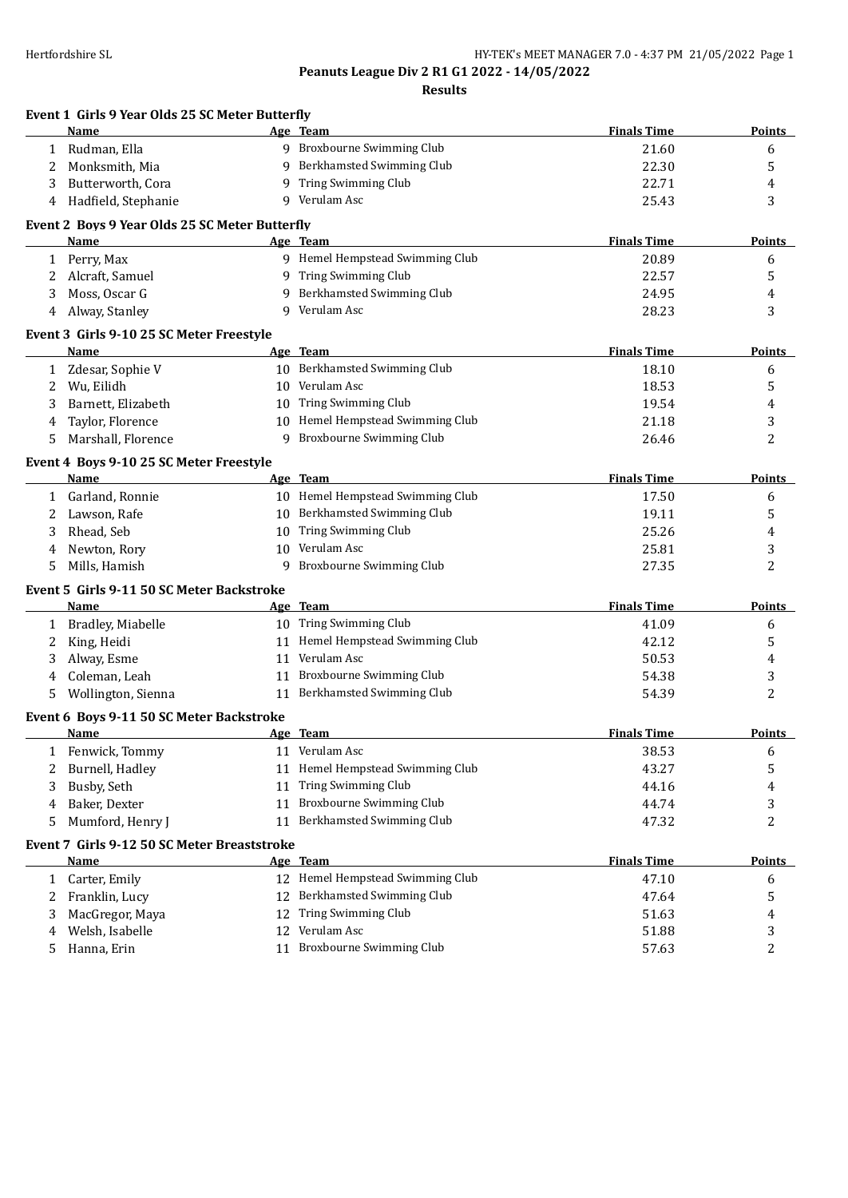## Peanuts League Div 2 R1 G1 2022 - 14/05/2022

### Results

**Event 1 Girls 9 Year Olds 25 SC Meter Butterfly**

| | Name | Age | Team | Finals Time | Points |
|---|---|---|---|---|---|
| 1 | Rudman, Ella | 9 | Broxbourne Swimming Club | 21.60 | 6 |
| 2 | Monksmith, Mia | 9 | Berkhamsted Swimming Club | 22.30 | 5 |
| 3 | Butterworth, Cora | 9 | Tring Swimming Club | 22.71 | 4 |
| 4 | Hadfield, Stephanie | 9 | Verulam Asc | 25.43 | 3 |

**Event 2 Boys 9 Year Olds 25 SC Meter Butterfly**

| | Name | Age | Team | Finals Time | Points |
|---|---|---|---|---|---|
| 1 | Perry, Max | 9 | Hemel Hempstead Swimming Club | 20.89 | 6 |
| 2 | Alcraft, Samuel | 9 | Tring Swimming Club | 22.57 | 5 |
| 3 | Moss, Oscar G | 9 | Berkhamsted Swimming Club | 24.95 | 4 |
| 4 | Alway, Stanley | 9 | Verulam Asc | 28.23 | 3 |

**Event 3 Girls 9-10 25 SC Meter Freestyle**

| | Name | Age | Team | Finals Time | Points |
|---|---|---|---|---|---|
| 1 | Zdesar, Sophie V | 10 | Berkhamsted Swimming Club | 18.10 | 6 |
| 2 | Wu, Eilidh | 10 | Verulam Asc | 18.53 | 5 |
| 3 | Barnett, Elizabeth | 10 | Tring Swimming Club | 19.54 | 4 |
| 4 | Taylor, Florence | 10 | Hemel Hempstead Swimming Club | 21.18 | 3 |
| 5 | Marshall, Florence | 9 | Broxbourne Swimming Club | 26.46 | 2 |

**Event 4 Boys 9-10 25 SC Meter Freestyle**

| | Name | Age | Team | Finals Time | Points |
|---|---|---|---|---|---|
| 1 | Garland, Ronnie | 10 | Hemel Hempstead Swimming Club | 17.50 | 6 |
| 2 | Lawson, Rafe | 10 | Berkhamsted Swimming Club | 19.11 | 5 |
| 3 | Rhead, Seb | 10 | Tring Swimming Club | 25.26 | 4 |
| 4 | Newton, Rory | 10 | Verulam Asc | 25.81 | 3 |
| 5 | Mills, Hamish | 9 | Broxbourne Swimming Club | 27.35 | 2 |

**Event 5 Girls 9-11 50 SC Meter Backstroke**

| | Name | Age | Team | Finals Time | Points |
|---|---|---|---|---|---|
| 1 | Bradley, Miabelle | 10 | Tring Swimming Club | 41.09 | 6 |
| 2 | King, Heidi | 11 | Hemel Hempstead Swimming Club | 42.12 | 5 |
| 3 | Alway, Esme | 11 | Verulam Asc | 50.53 | 4 |
| 4 | Coleman, Leah | 11 | Broxbourne Swimming Club | 54.38 | 3 |
| 5 | Wollington, Sienna | 11 | Berkhamsted Swimming Club | 54.39 | 2 |

**Event 6 Boys 9-11 50 SC Meter Backstroke**

| | Name | Age | Team | Finals Time | Points |
|---|---|---|---|---|---|
| 1 | Fenwick, Tommy | 11 | Verulam Asc | 38.53 | 6 |
| 2 | Burnell, Hadley | 11 | Hemel Hempstead Swimming Club | 43.27 | 5 |
| 3 | Busby, Seth | 11 | Tring Swimming Club | 44.16 | 4 |
| 4 | Baker, Dexter | 11 | Broxbourne Swimming Club | 44.74 | 3 |
| 5 | Mumford, Henry J | 11 | Berkhamsted Swimming Club | 47.32 | 2 |

**Event 7 Girls 9-12 50 SC Meter Breaststroke**

| | Name | Age | Team | Finals Time | Points |
|---|---|---|---|---|---|
| 1 | Carter, Emily | 12 | Hemel Hempstead Swimming Club | 47.10 | 6 |
| 2 | Franklin, Lucy | 12 | Berkhamsted Swimming Club | 47.64 | 5 |
| 3 | MacGregor, Maya | 12 | Tring Swimming Club | 51.63 | 4 |
| 4 | Welsh, Isabelle | 12 | Verulam Asc | 51.88 | 3 |
| 5 | Hanna, Erin | 11 | Broxbourne Swimming Club | 57.63 | 2 |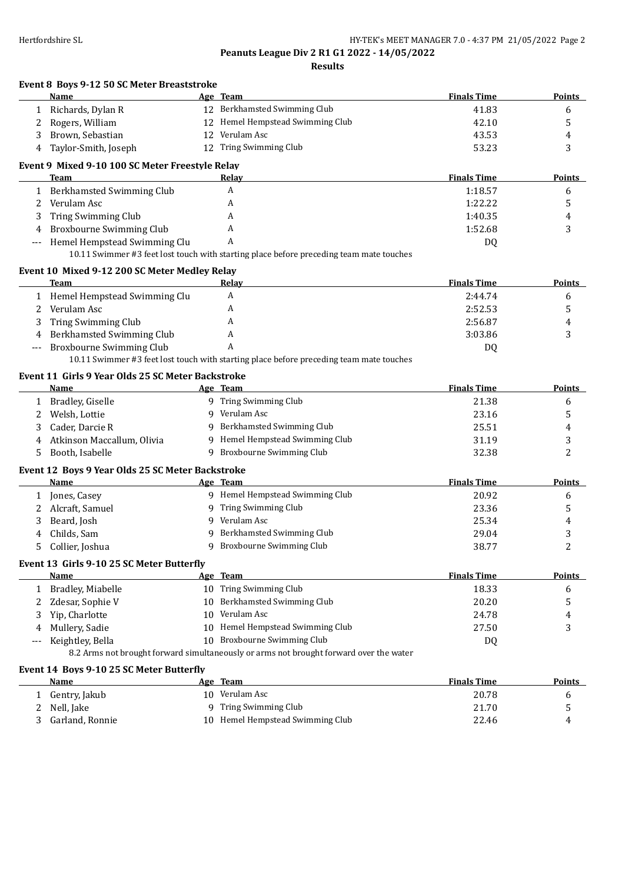# Peanuts League Div 2 R1 G1 2022 - 14/05/2022

## Results

### Event 8 Boys 9-12 50 SC Meter Breaststroke

| | Name | Age | Team | Finals Time | Points |
|---|---|---|---|---|---|
| 1 | Richards, Dylan R | 12 | Berkhamsted Swimming Club | 41.83 | 6 |
| 2 | Rogers, William | 12 | Hemel Hempstead Swimming Club | 42.10 | 5 |
| 3 | Brown, Sebastian | 12 | Verulam Asc | 43.53 | 4 |
| 4 | Taylor-Smith, Joseph | 12 | Tring Swimming Club | 53.23 | 3 |

### Event 9 Mixed 9-10 100 SC Meter Freestyle Relay

| | Team | Relay | Finals Time | Points |
|---|---|---|---|---|
| 1 | Berkhamsted Swimming Club | A | 1:18.57 | 6 |
| 2 | Verulam Asc | A | 1:22.22 | 5 |
| 3 | Tring Swimming Club | A | 1:40.35 | 4 |
| 4 | Broxbourne Swimming Club | A | 1:52.68 | 3 |
| --- | Hemel Hempstead Swimming Clu | A | DQ | |

10.11 Swimmer #3 feet lost touch with starting place before preceding team mate touches

### Event 10 Mixed 9-12 200 SC Meter Medley Relay

| | Team | Relay | Finals Time | Points |
|---|---|---|---|---|
| 1 | Hemel Hempstead Swimming Clu | A | 2:44.74 | 6 |
| 2 | Verulam Asc | A | 2:52.53 | 5 |
| 3 | Tring Swimming Club | A | 2:56.87 | 4 |
| 4 | Berkhamsted Swimming Club | A | 3:03.86 | 3 |
| --- | Broxbourne Swimming Club | A | DQ | |

10.11 Swimmer #3 feet lost touch with starting place before preceding team mate touches

### Event 11 Girls 9 Year Olds 25 SC Meter Backstroke

| | Name | Age | Team | Finals Time | Points |
|---|---|---|---|---|---|
| 1 | Bradley, Giselle | 9 | Tring Swimming Club | 21.38 | 6 |
| 2 | Welsh, Lottie | 9 | Verulam Asc | 23.16 | 5 |
| 3 | Cader, Darcie R | 9 | Berkhamsted Swimming Club | 25.51 | 4 |
| 4 | Atkinson Maccallum, Olivia | 9 | Hemel Hempstead Swimming Club | 31.19 | 3 |
| 5 | Booth, Isabelle | 9 | Broxbourne Swimming Club | 32.38 | 2 |

### Event 12 Boys 9 Year Olds 25 SC Meter Backstroke

| | Name | Age | Team | Finals Time | Points |
|---|---|---|---|---|---|
| 1 | Jones, Casey | 9 | Hemel Hempstead Swimming Club | 20.92 | 6 |
| 2 | Alcraft, Samuel | 9 | Tring Swimming Club | 23.36 | 5 |
| 3 | Beard, Josh | 9 | Verulam Asc | 25.34 | 4 |
| 4 | Childs, Sam | 9 | Berkhamsted Swimming Club | 29.04 | 3 |
| 5 | Collier, Joshua | 9 | Broxbourne Swimming Club | 38.77 | 2 |

### Event 13 Girls 9-10 25 SC Meter Butterfly

| | Name | Age | Team | Finals Time | Points |
|---|---|---|---|---|---|
| 1 | Bradley, Miabelle | 10 | Tring Swimming Club | 18.33 | 6 |
| 2 | Zdesar, Sophie V | 10 | Berkhamsted Swimming Club | 20.20 | 5 |
| 3 | Yip, Charlotte | 10 | Verulam Asc | 24.78 | 4 |
| 4 | Mullery, Sadie | 10 | Hemel Hempstead Swimming Club | 27.50 | 3 |
| --- | Keightley, Bella | 10 | Broxbourne Swimming Club | DQ | |

8.2 Arms not brought forward simultaneously or arms not brought forward over the water

### Event 14 Boys 9-10 25 SC Meter Butterfly

| | Name | Age | Team | Finals Time | Points |
|---|---|---|---|---|---|
| 1 | Gentry, Jakub | 10 | Verulam Asc | 20.78 | 6 |
| 2 | Nell, Jake | 9 | Tring Swimming Club | 21.70 | 5 |
| 3 | Garland, Ronnie | 10 | Hemel Hempstead Swimming Club | 22.46 | 4 |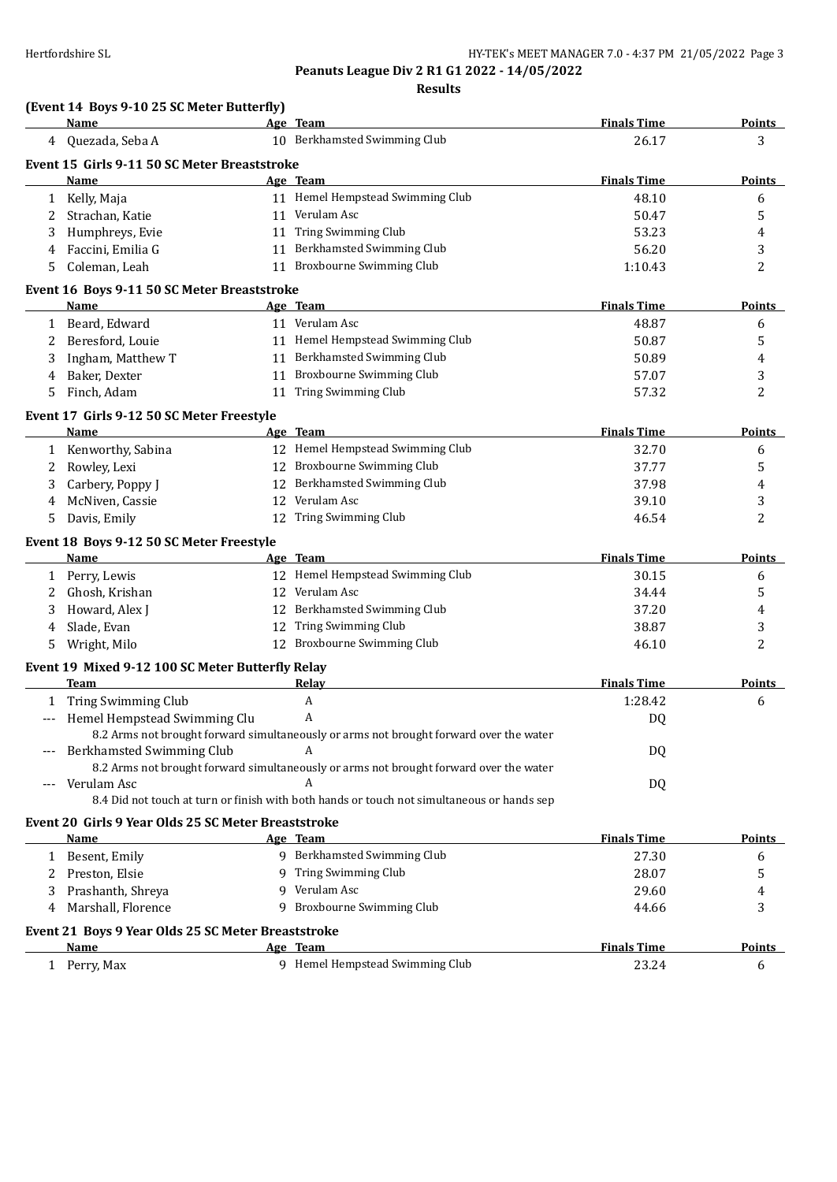**Peanuts League Div 2 R1 G1 2022 - 14/05/2022**

**Results**

### (Event 14 Boys 9-10 25 SC Meter Butterfly)

| | Name | Age | Team | Finals Time | Points |
|---|---|---|---|---|---|
| 4 | Quezada, Seba A | 10 | Berkhamsted Swimming Club | 26.17 | 3 |

### Event 15 Girls 9-11 50 SC Meter Breaststroke

| | Name | Age | Team | Finals Time | Points |
|---|---|---|---|---|---|
| 1 | Kelly, Maja | 11 | Hemel Hempstead Swimming Club | 48.10 | 6 |
| 2 | Strachan, Katie | 11 | Verulam Asc | 50.47 | 5 |
| 3 | Humphreys, Evie | 11 | Tring Swimming Club | 53.23 | 4 |
| 4 | Faccini, Emilia G | 11 | Berkhamsted Swimming Club | 56.20 | 3 |
| 5 | Coleman, Leah | 11 | Broxbourne Swimming Club | 1:10.43 | 2 |

### Event 16 Boys 9-11 50 SC Meter Breaststroke

| | Name | Age | Team | Finals Time | Points |
|---|---|---|---|---|---|
| 1 | Beard, Edward | 11 | Verulam Asc | 48.87 | 6 |
| 2 | Beresford, Louie | 11 | Hemel Hempstead Swimming Club | 50.87 | 5 |
| 3 | Ingham, Matthew T | 11 | Berkhamsted Swimming Club | 50.89 | 4 |
| 4 | Baker, Dexter | 11 | Broxbourne Swimming Club | 57.07 | 3 |
| 5 | Finch, Adam | 11 | Tring Swimming Club | 57.32 | 2 |

### Event 17 Girls 9-12 50 SC Meter Freestyle

| | Name | Age | Team | Finals Time | Points |
|---|---|---|---|---|---|
| 1 | Kenworthy, Sabina | 12 | Hemel Hempstead Swimming Club | 32.70 | 6 |
| 2 | Rowley, Lexi | 12 | Broxbourne Swimming Club | 37.77 | 5 |
| 3 | Carbery, Poppy J | 12 | Berkhamsted Swimming Club | 37.98 | 4 |
| 4 | McNiven, Cassie | 12 | Verulam Asc | 39.10 | 3 |
| 5 | Davis, Emily | 12 | Tring Swimming Club | 46.54 | 2 |

### Event 18 Boys 9-12 50 SC Meter Freestyle

| | Name | Age | Team | Finals Time | Points |
|---|---|---|---|---|---|
| 1 | Perry, Lewis | 12 | Hemel Hempstead Swimming Club | 30.15 | 6 |
| 2 | Ghosh, Krishan | 12 | Verulam Asc | 34.44 | 5 |
| 3 | Howard, Alex J | 12 | Berkhamsted Swimming Club | 37.20 | 4 |
| 4 | Slade, Evan | 12 | Tring Swimming Club | 38.87 | 3 |
| 5 | Wright, Milo | 12 | Broxbourne Swimming Club | 46.10 | 2 |

### Event 19 Mixed 9-12 100 SC Meter Butterfly Relay

| | Team | Relay | Finals Time | Points |
|---|---|---|---|---|
| 1 | Tring Swimming Club | A | 1:28.42 | 6 |
| --- | Hemel Hempstead Swimming Clu | A | DQ | |
| | 8.2 Arms not brought forward simultaneously or arms not brought forward over the water | | | |
| --- | Berkhamsted Swimming Club | A | DQ | |
| | 8.2 Arms not brought forward simultaneously or arms not brought forward over the water | | | |
| --- | Verulam Asc | A | DQ | |
| | 8.4 Did not touch at turn or finish with both hands or touch not simultaneous or hands sep | | | |

### Event 20 Girls 9 Year Olds 25 SC Meter Breaststroke

| | Name | Age | Team | Finals Time | Points |
|---|---|---|---|---|---|
| 1 | Besent, Emily | 9 | Berkhamsted Swimming Club | 27.30 | 6 |
| 2 | Preston, Elsie | 9 | Tring Swimming Club | 28.07 | 5 |
| 3 | Prashanth, Shreya | 9 | Verulam Asc | 29.60 | 4 |
| 4 | Marshall, Florence | 9 | Broxbourne Swimming Club | 44.66 | 3 |

### Event 21 Boys 9 Year Olds 25 SC Meter Breaststroke

| | Name | Age | Team | Finals Time | Points |
|---|---|---|---|---|---|
| 1 | Perry, Max | 9 | Hemel Hempstead Swimming Club | 23.24 | 6 |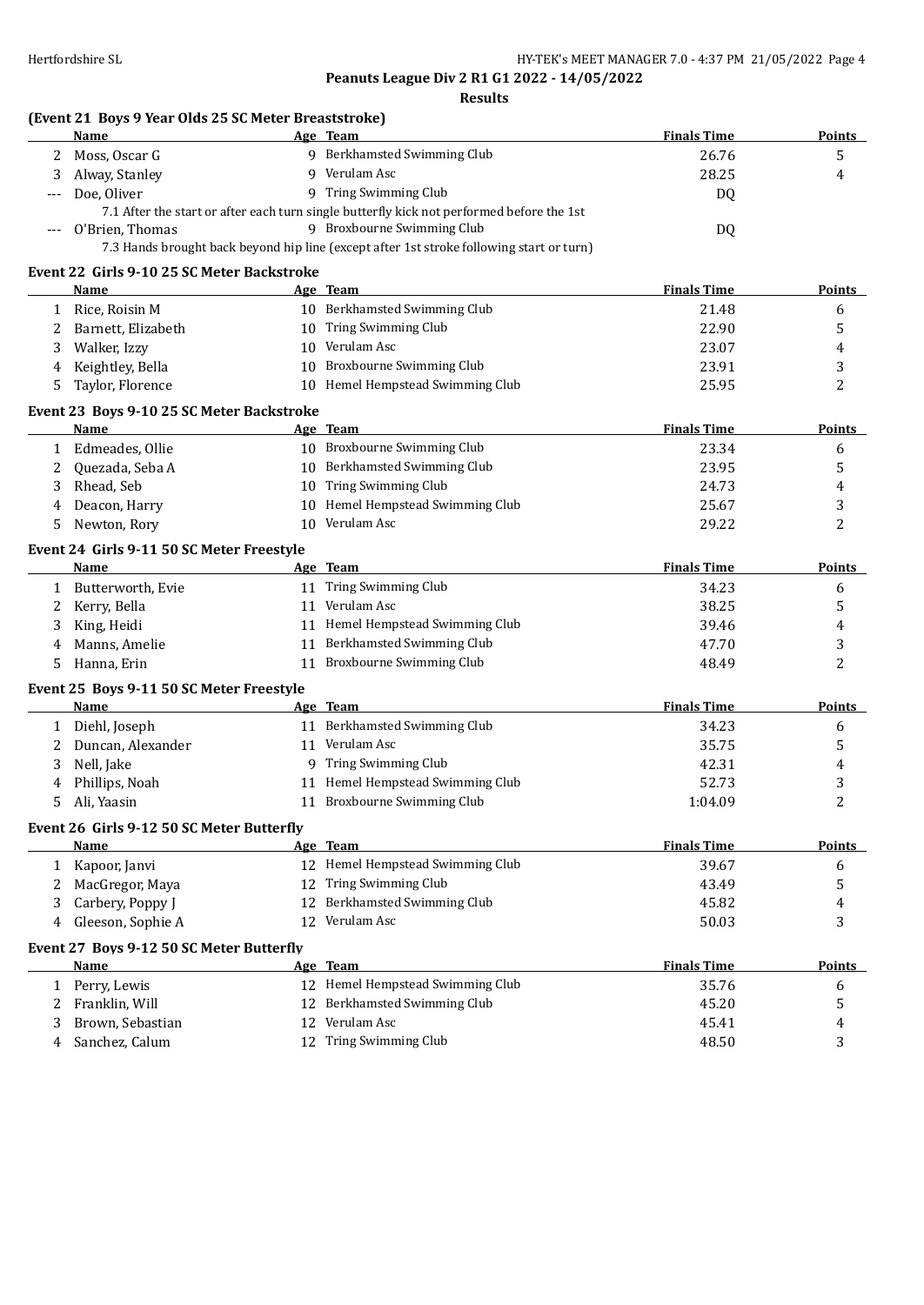**Peanuts League Div 2 R1 G1 2022 - 14/05/2022**

**Results**

### (Event 21 Boys 9 Year Olds 25 SC Meter Breaststroke)

| | Name | Age | Team | Finals Time | Points |
|---|---|---|---|---|---|
| 2 | Moss, Oscar G | 9 | Berkhamsted Swimming Club | 26.76 | 5 |
| 3 | Alway, Stanley | 9 | Verulam Asc | 28.25 | 4 |
| --- | Doe, Oliver | 9 | Tring Swimming Club | DQ | |
| | 7.1 After the start or after each turn single butterfly kick not performed before the 1st | | | | |
| --- | O'Brien, Thomas | 9 | Broxbourne Swimming Club | DQ | |
| | 7.3 Hands brought back beyond hip line (except after 1st stroke following start or turn) | | | | |

### Event 22 Girls 9-10 25 SC Meter Backstroke

| | Name | Age | Team | Finals Time | Points |
|---|---|---|---|---|---|
| 1 | Rice, Roisin M | 10 | Berkhamsted Swimming Club | 21.48 | 6 |
| 2 | Barnett, Elizabeth | 10 | Tring Swimming Club | 22.90 | 5 |
| 3 | Walker, Izzy | 10 | Verulam Asc | 23.07 | 4 |
| 4 | Keightley, Bella | 10 | Broxbourne Swimming Club | 23.91 | 3 |
| 5 | Taylor, Florence | 10 | Hemel Hempstead Swimming Club | 25.95 | 2 |

### Event 23 Boys 9-10 25 SC Meter Backstroke

| | Name | Age | Team | Finals Time | Points |
|---|---|---|---|---|---|
| 1 | Edmeades, Ollie | 10 | Broxbourne Swimming Club | 23.34 | 6 |
| 2 | Quezada, Seba A | 10 | Berkhamsted Swimming Club | 23.95 | 5 |
| 3 | Rhead, Seb | 10 | Tring Swimming Club | 24.73 | 4 |
| 4 | Deacon, Harry | 10 | Hemel Hempstead Swimming Club | 25.67 | 3 |
| 5 | Newton, Rory | 10 | Verulam Asc | 29.22 | 2 |

### Event 24 Girls 9-11 50 SC Meter Freestyle

| | Name | Age | Team | Finals Time | Points |
|---|---|---|---|---|---|
| 1 | Butterworth, Evie | 11 | Tring Swimming Club | 34.23 | 6 |
| 2 | Kerry, Bella | 11 | Verulam Asc | 38.25 | 5 |
| 3 | King, Heidi | 11 | Hemel Hempstead Swimming Club | 39.46 | 4 |
| 4 | Manns, Amelie | 11 | Berkhamsted Swimming Club | 47.70 | 3 |
| 5 | Hanna, Erin | 11 | Broxbourne Swimming Club | 48.49 | 2 |

### Event 25 Boys 9-11 50 SC Meter Freestyle

| | Name | Age | Team | Finals Time | Points |
|---|---|---|---|---|---|
| 1 | Diehl, Joseph | 11 | Berkhamsted Swimming Club | 34.23 | 6 |
| 2 | Duncan, Alexander | 11 | Verulam Asc | 35.75 | 5 |
| 3 | Nell, Jake | 9 | Tring Swimming Club | 42.31 | 4 |
| 4 | Phillips, Noah | 11 | Hemel Hempstead Swimming Club | 52.73 | 3 |
| 5 | Ali, Yaasin | 11 | Broxbourne Swimming Club | 1:04.09 | 2 |

### Event 26 Girls 9-12 50 SC Meter Butterfly

| | Name | Age | Team | Finals Time | Points |
|---|---|---|---|---|---|
| 1 | Kapoor, Janvi | 12 | Hemel Hempstead Swimming Club | 39.67 | 6 |
| 2 | MacGregor, Maya | 12 | Tring Swimming Club | 43.49 | 5 |
| 3 | Carbery, Poppy J | 12 | Berkhamsted Swimming Club | 45.82 | 4 |
| 4 | Gleeson, Sophie A | 12 | Verulam Asc | 50.03 | 3 |

### Event 27 Boys 9-12 50 SC Meter Butterfly

| | Name | Age | Team | Finals Time | Points |
|---|---|---|---|---|---|
| 1 | Perry, Lewis | 12 | Hemel Hempstead Swimming Club | 35.76 | 6 |
| 2 | Franklin, Will | 12 | Berkhamsted Swimming Club | 45.20 | 5 |
| 3 | Brown, Sebastian | 12 | Verulam Asc | 45.41 | 4 |
| 4 | Sanchez, Calum | 12 | Tring Swimming Club | 48.50 | 3 |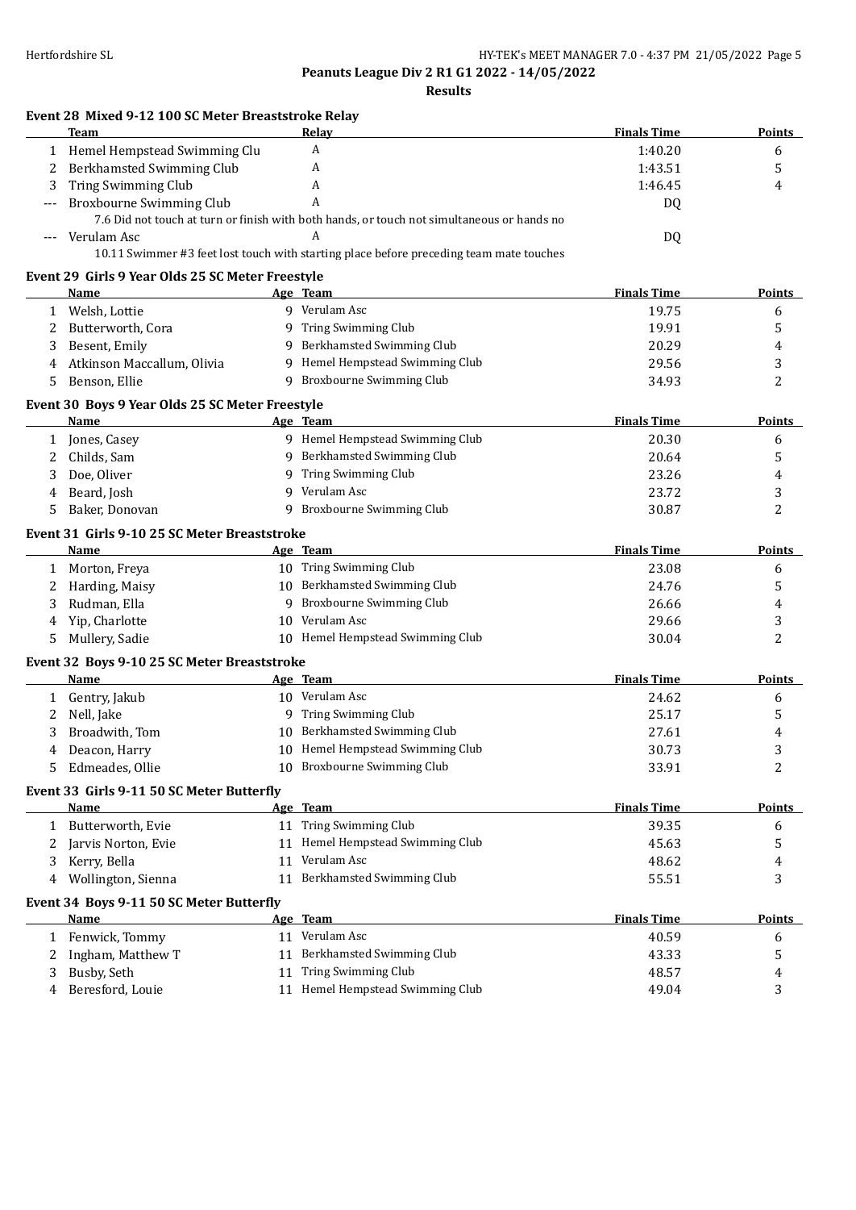**Peanuts League Div 2 R1 G1 2022 - 14/05/2022**

**Results**

### Event 28 Mixed 9-12 100 SC Meter Breaststroke Relay

| | Team | Relay | Finals Time | Points |
|---|---|---|---|---|
| 1 | Hemel Hempstead Swimming Clu | A | 1:40.20 | 6 |
| 2 | Berkhamsted Swimming Club | A | 1:43.51 | 5 |
| 3 | Tring Swimming Club | A | 1:46.45 | 4 |
| --- | Broxbourne Swimming Club | A | DQ | |
| | 7.6 Did not touch at turn or finish with both hands, or touch not simultaneous or hands no | | | |
| --- | Verulam Asc | A | DQ | |
| | 10.11 Swimmer #3 feet lost touch with starting place before preceding team mate touches | | | |

### Event 29 Girls 9 Year Olds 25 SC Meter Freestyle

| | Name | Age | Team | Finals Time | Points |
|---|---|---|---|---|---|
| 1 | Welsh, Lottie | 9 | Verulam Asc | 19.75 | 6 |
| 2 | Butterworth, Cora | 9 | Tring Swimming Club | 19.91 | 5 |
| 3 | Besent, Emily | 9 | Berkhamsted Swimming Club | 20.29 | 4 |
| 4 | Atkinson Maccallum, Olivia | 9 | Hemel Hempstead Swimming Club | 29.56 | 3 |
| 5 | Benson, Ellie | 9 | Broxbourne Swimming Club | 34.93 | 2 |

### Event 30 Boys 9 Year Olds 25 SC Meter Freestyle

| | Name | Age | Team | Finals Time | Points |
|---|---|---|---|---|---|
| 1 | Jones, Casey | 9 | Hemel Hempstead Swimming Club | 20.30 | 6 |
| 2 | Childs, Sam | 9 | Berkhamsted Swimming Club | 20.64 | 5 |
| 3 | Doe, Oliver | 9 | Tring Swimming Club | 23.26 | 4 |
| 4 | Beard, Josh | 9 | Verulam Asc | 23.72 | 3 |
| 5 | Baker, Donovan | 9 | Broxbourne Swimming Club | 30.87 | 2 |

### Event 31 Girls 9-10 25 SC Meter Breaststroke

| | Name | Age | Team | Finals Time | Points |
|---|---|---|---|---|---|
| 1 | Morton, Freya | 10 | Tring Swimming Club | 23.08 | 6 |
| 2 | Harding, Maisy | 10 | Berkhamsted Swimming Club | 24.76 | 5 |
| 3 | Rudman, Ella | 9 | Broxbourne Swimming Club | 26.66 | 4 |
| 4 | Yip, Charlotte | 10 | Verulam Asc | 29.66 | 3 |
| 5 | Mullery, Sadie | 10 | Hemel Hempstead Swimming Club | 30.04 | 2 |

### Event 32 Boys 9-10 25 SC Meter Breaststroke

| | Name | Age | Team | Finals Time | Points |
|---|---|---|---|---|---|
| 1 | Gentry, Jakub | 10 | Verulam Asc | 24.62 | 6 |
| 2 | Nell, Jake | 9 | Tring Swimming Club | 25.17 | 5 |
| 3 | Broadwith, Tom | 10 | Berkhamsted Swimming Club | 27.61 | 4 |
| 4 | Deacon, Harry | 10 | Hemel Hempstead Swimming Club | 30.73 | 3 |
| 5 | Edmeades, Ollie | 10 | Broxbourne Swimming Club | 33.91 | 2 |

### Event 33 Girls 9-11 50 SC Meter Butterfly

| | Name | Age | Team | Finals Time | Points |
|---|---|---|---|---|---|
| 1 | Butterworth, Evie | 11 | Tring Swimming Club | 39.35 | 6 |
| 2 | Jarvis Norton, Evie | 11 | Hemel Hempstead Swimming Club | 45.63 | 5 |
| 3 | Kerry, Bella | 11 | Verulam Asc | 48.62 | 4 |
| 4 | Wollington, Sienna | 11 | Berkhamsted Swimming Club | 55.51 | 3 |

### Event 34 Boys 9-11 50 SC Meter Butterfly

| | Name | Age | Team | Finals Time | Points |
|---|---|---|---|---|---|
| 1 | Fenwick, Tommy | 11 | Verulam Asc | 40.59 | 6 |
| 2 | Ingham, Matthew T | 11 | Berkhamsted Swimming Club | 43.33 | 5 |
| 3 | Busby, Seth | 11 | Tring Swimming Club | 48.57 | 4 |
| 4 | Beresford, Louie | 11 | Hemel Hempstead Swimming Club | 49.04 | 3 |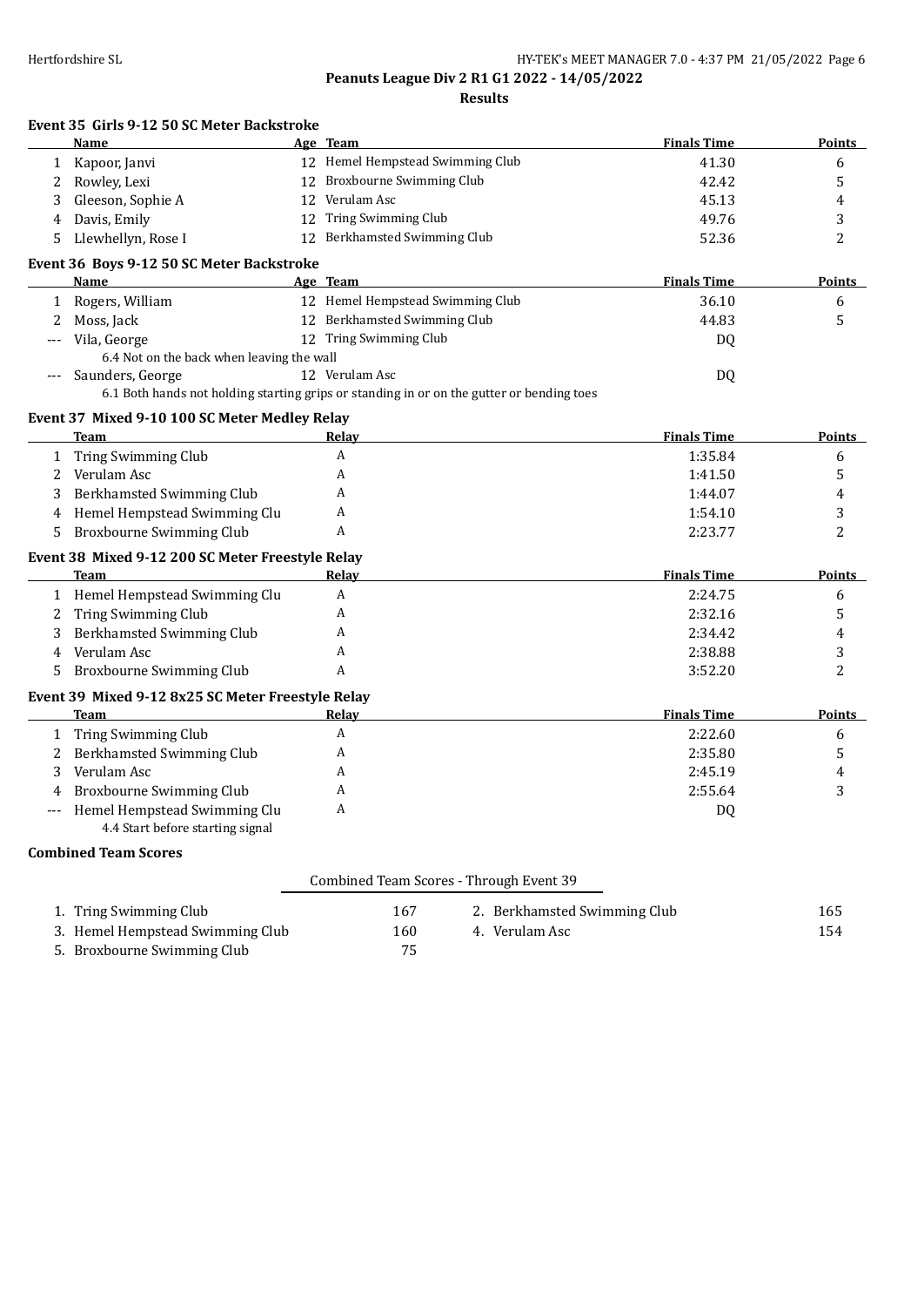## Peanuts League Div 2 R1 G1 2022 - 14/05/2022

### Results

#### Event 35 Girls 9-12 50 SC Meter Backstroke

| | Name | Age | Team | Finals Time | Points |
|---|---|---|---|---|---|
| 1 | Kapoor, Janvi | 12 | Hemel Hempstead Swimming Club | 41.30 | 6 |
| 2 | Rowley, Lexi | 12 | Broxbourne Swimming Club | 42.42 | 5 |
| 3 | Gleeson, Sophie A | 12 | Verulam Asc | 45.13 | 4 |
| 4 | Davis, Emily | 12 | Tring Swimming Club | 49.76 | 3 |
| 5 | Llewhellyn, Rose I | 12 | Berkhamsted Swimming Club | 52.36 | 2 |

#### Event 36 Boys 9-12 50 SC Meter Backstroke

| | Name | Age | Team | Finals Time | Points |
|---|---|---|---|---|---|
| 1 | Rogers, William | 12 | Hemel Hempstead Swimming Club | 36.10 | 6 |
| 2 | Moss, Jack | 12 | Berkhamsted Swimming Club | 44.83 | 5 |
| --- | Vila, George | 12 | Tring Swimming Club | DQ | |
| | 6.4 Not on the back when leaving the wall | | | | |
| --- | Saunders, George | 12 | Verulam Asc | DQ | |
| | 6.1 Both hands not holding starting grips or standing in or on the gutter or bending toes | | | | |

#### Event 37 Mixed 9-10 100 SC Meter Medley Relay

| | Team | Relay | Finals Time | Points |
|---|---|---|---|---|
| 1 | Tring Swimming Club | A | 1:35.84 | 6 |
| 2 | Verulam Asc | A | 1:41.50 | 5 |
| 3 | Berkhamsted Swimming Club | A | 1:44.07 | 4 |
| 4 | Hemel Hempstead Swimming Clu | A | 1:54.10 | 3 |
| 5 | Broxbourne Swimming Club | A | 2:23.77 | 2 |

#### Event 38 Mixed 9-12 200 SC Meter Freestyle Relay

| | Team | Relay | Finals Time | Points |
|---|---|---|---|---|
| 1 | Hemel Hempstead Swimming Clu | A | 2:24.75 | 6 |
| 2 | Tring Swimming Club | A | 2:32.16 | 5 |
| 3 | Berkhamsted Swimming Club | A | 2:34.42 | 4 |
| 4 | Verulam Asc | A | 2:38.88 | 3 |
| 5 | Broxbourne Swimming Club | A | 3:52.20 | 2 |

#### Event 39 Mixed 9-12 8x25 SC Meter Freestyle Relay

| | Team | Relay | Finals Time | Points |
|---|---|---|---|---|
| 1 | Tring Swimming Club | A | 2:22.60 | 6 |
| 2 | Berkhamsted Swimming Club | A | 2:35.80 | 5 |
| 3 | Verulam Asc | A | 2:45.19 | 4 |
| 4 | Broxbourne Swimming Club | A | 2:55.64 | 3 |
| --- | Hemel Hempstead Swimming Clu | A | DQ | |
| | 4.4 Start before starting signal | | | |

#### Combined Team Scores

Combined Team Scores - Through Event 39

| | | | |
|---|---|---|---|
| 1. Tring Swimming Club | 167 | 2. Berkhamsted Swimming Club | 165 |
| 3. Hemel Hempstead Swimming Club | 160 | 4. Verulam Asc | 154 |
| 5. Broxbourne Swimming Club | 75 | | |